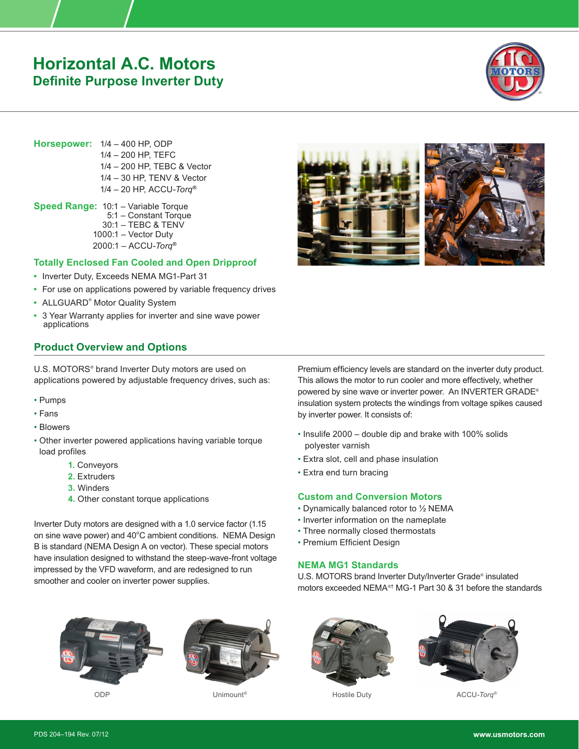# Horizontal A.C. Motors

## Definite Purpose Inverter Duty

**Horsepower:**
1/4 – 400 HP, ODP
1/4 – 200 HP, TEFC
1/4 – 200 HP, TEBC & Vector
1/4 – 30 HP, TENV & Vector
1/4 – 20 HP, ACCU-*Torq*®

**Speed Range:**
10:1 – Variable Torque
5:1 – Constant Torque
30:1 – TEBC & TENV
1000:1 – Vector Duty
2000:1 – ACCU-*Torq*®

### Totally Enclosed Fan Cooled and Open Dripproof

- Inverter Duty, Exceeds NEMA MG1-Part 31
- For use on applications powered by variable frequency drives
- ALLGUARD® Motor Quality System
- 3 Year Warranty applies for inverter and sine wave power applications

## Product Overview and Options

U.S. MOTORS® brand Inverter Duty motors are used on applications powered by adjustable frequency drives, such as:

- Pumps
- Fans
- Blowers
- Other inverter powered applications having variable torque load profiles
  1. Conveyors
  2. Extruders
  3. Winders
  4. Other constant torque applications

Inverter Duty motors are designed with a 1.0 service factor (1.15 on sine wave power) and 40°C ambient conditions. NEMA Design B is standard (NEMA Design A on vector). These special motors have insulation designed to withstand the steep-wave-front voltage impressed by the VFD waveform, and are redesigned to run smoother and cooler on inverter power supplies.

Premium efficiency levels are standard on the inverter duty product. This allows the motor to run cooler and more effectively, whether powered by sine wave or inverter power. An INVERTER GRADE® insulation system protects the windings from voltage spikes caused by inverter power. It consists of:

- Insulife 2000 – double dip and brake with 100% solids polyester varnish
- Extra slot, cell and phase insulation
- Extra end turn bracing

### Custom and Conversion Motors

- Dynamically balanced rotor to ½ NEMA
- Inverter information on the nameplate
- Three normally closed thermostats
- Premium Efficient Design

### NEMA MG1 Standards

U.S. MOTORS brand Inverter Duty/Inverter Grade® insulated motors exceeded NEMA®† MG-1 Part 30 & 31 before the standards

ODP

Unimount®

Hostile Duty

ACCU-*Torq*®

PDS 204–194 Rev. 07/12

www.usmotors.com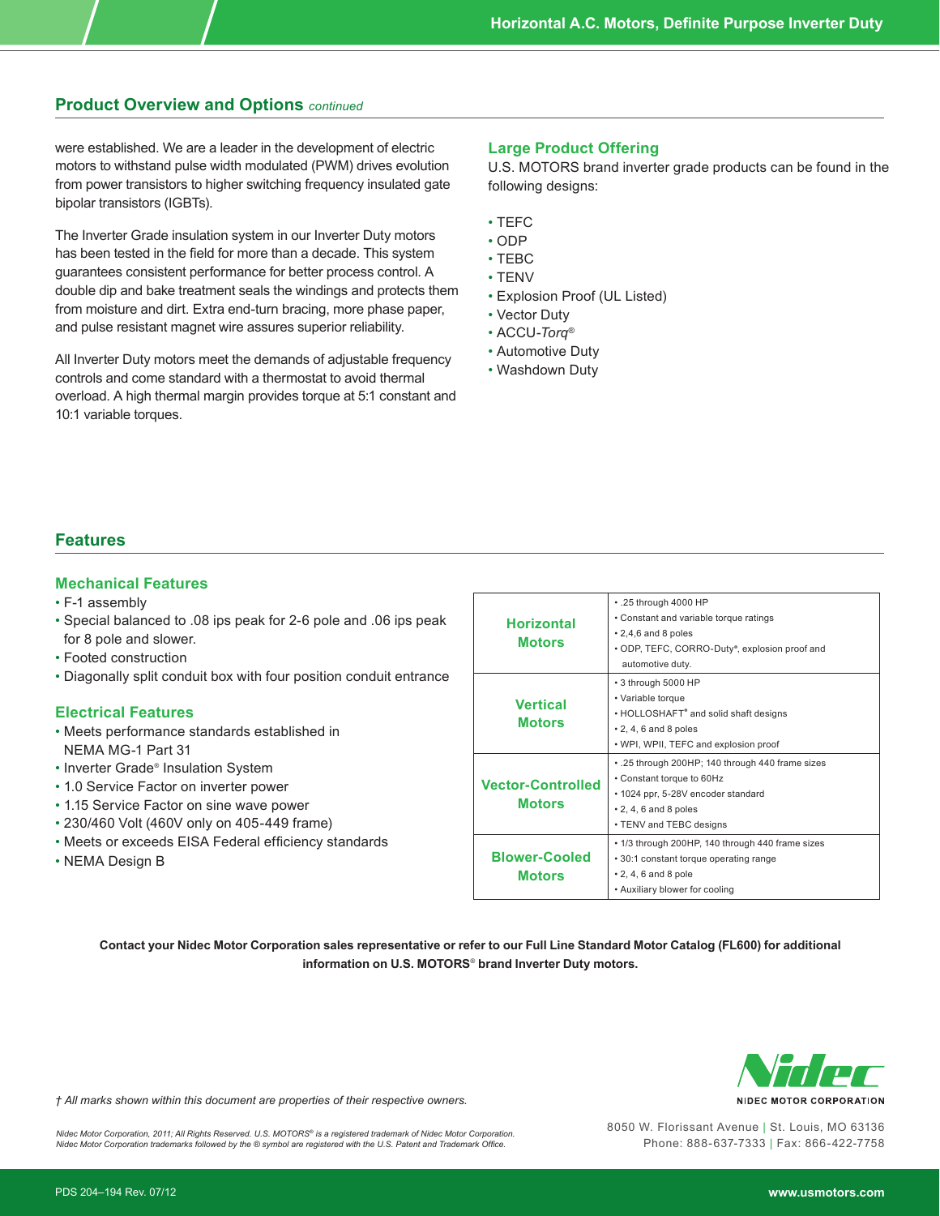## Product Overview and Options *continued*

were established. We are a leader in the development of electric motors to withstand pulse width modulated (PWM) drives evolution from power transistors to higher switching frequency insulated gate bipolar transistors (IGBTs).

The Inverter Grade insulation system in our Inverter Duty motors has been tested in the field for more than a decade. This system guarantees consistent performance for better process control. A double dip and bake treatment seals the windings and protects them from moisture and dirt. Extra end-turn bracing, more phase paper, and pulse resistant magnet wire assures superior reliability.

All Inverter Duty motors meet the demands of adjustable frequency controls and come standard with a thermostat to avoid thermal overload. A high thermal margin provides torque at 5:1 constant and 10:1 variable torques.

### Large Product Offering

U.S. MOTORS brand inverter grade products can be found in the following designs:

- TEFC
- ODP
- TEBC
- TENV
- Explosion Proof (UL Listed)
- Vector Duty
- ACCU-*Torq*®
- Automotive Duty
- Washdown Duty

## Features

### Mechanical Features

- F-1 assembly
- Special balanced to .08 ips peak for 2-6 pole and .06 ips peak for 8 pole and slower.
- Footed construction
- Diagonally split conduit box with four position conduit entrance

### Electrical Features

- Meets performance standards established in NEMA MG-1 Part 31
- Inverter Grade® Insulation System
- 1.0 Service Factor on inverter power
- 1.15 Service Factor on sine wave power
- 230/460 Volt (460V only on 405-449 frame)
- Meets or exceeds EISA Federal efficiency standards
- NEMA Design B

| | |
|---|---|
| **Horizontal Motors** | • .25 through 4000 HP<br>• Constant and variable torque ratings<br>• 2,4,6 and 8 poles<br>• ODP, TEFC, CORRO-Duty®, explosion proof and automotive duty. |
| **Vertical Motors** | • 3 through 5000 HP<br>• Variable torque<br>• HOLLOSHAFT® and solid shaft designs<br>• 2, 4, 6 and 8 poles<br>• WPI, WPII, TEFC and explosion proof |
| **Vector-Controlled Motors** | • .25 through 200HP; 140 through 440 frame sizes<br>• Constant torque to 60Hz<br>• 1024 ppr, 5-28V encoder standard<br>• 2, 4, 6 and 8 poles<br>• TENV and TEBC designs |
| **Blower-Cooled Motors** | • 1/3 through 200HP, 140 through 440 frame sizes<br>• 30:1 constant torque operating range<br>• 2, 4, 6 and 8 pole<br>• Auxiliary blower for cooling |

**Contact your Nidec Motor Corporation sales representative or refer to our Full Line Standard Motor Catalog (FL600) for additional information on U.S. MOTORS® brand Inverter Duty motors.**

*† All marks shown within this document are properties of their respective owners.*

*Nidec Motor Corporation, 2011; All Rights Reserved. U.S. MOTORS® is a registered trademark of Nidec Motor Corporation. Nidec Motor Corporation trademarks followed by the ® symbol are registered with the U.S. Patent and Trademark Office.*

NIDEC MOTOR CORPORATION

8050 W. Florissant Avenue | St. Louis, MO 63136
Phone: 888-637-7333 | Fax: 866-422-7758

PDS 204–194 Rev. 07/12

www.usmotors.com